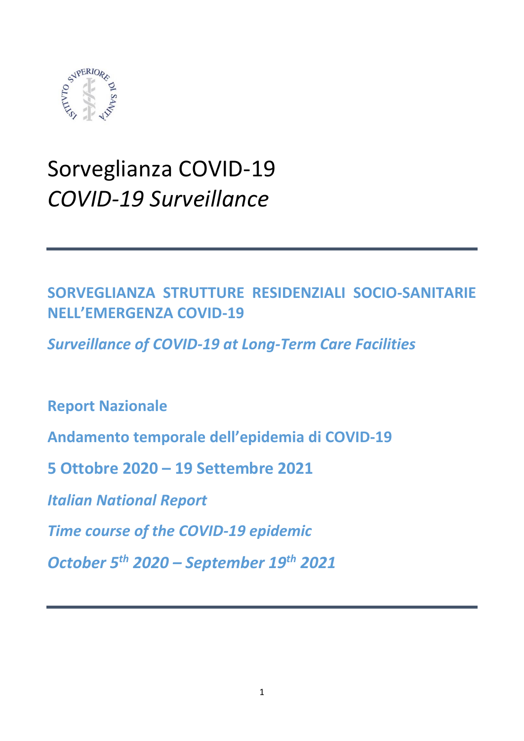# Sorveglianza COVID-19
# *COVID-19 Surveillance*

---

## SORVEGLIANZA STRUTTURE RESIDENZIALI SOCIO-SANITARIE NELL'EMERGENZA COVID-19

## *Surveillance of COVID-19 at Long-Term Care Facilities*

**Report Nazionale**

**Andamento temporale dell'epidemia di COVID-19**

**5 Ottobre 2020 – 19 Settembre 2021**

***Italian National Report***

***Time course of the COVID-19 epidemic***

***October 5th 2020 – September 19th 2021***

---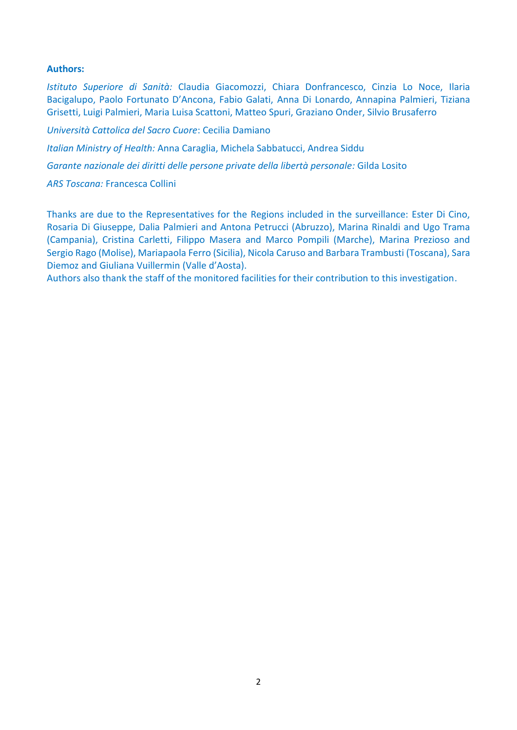**Authors:**

*Istituto Superiore di Sanità:* Claudia Giacomozzi, Chiara Donfrancesco, Cinzia Lo Noce, Ilaria Bacigalupo, Paolo Fortunato D'Ancona, Fabio Galati, Anna Di Lonardo, Annapina Palmieri, Tiziana Grisetti, Luigi Palmieri, Maria Luisa Scattoni, Matteo Spuri, Graziano Onder, Silvio Brusaferro

*Università Cattolica del Sacro Cuore*: Cecilia Damiano

*Italian Ministry of Health:* Anna Caraglia, Michela Sabbatucci, Andrea Siddu

*Garante nazionale dei diritti delle persone private della libertà personale:* Gilda Losito

*ARS Toscana:* Francesca Collini

Thanks are due to the Representatives for the Regions included in the surveillance: Ester Di Cino, Rosaria Di Giuseppe, Dalia Palmieri and Antona Petrucci (Abruzzo), Marina Rinaldi and Ugo Trama (Campania), Cristina Carletti, Filippo Masera and Marco Pompili (Marche), Marina Prezioso and Sergio Rago (Molise), Mariapaola Ferro (Sicilia), Nicola Caruso and Barbara Trambusti (Toscana), Sara Diemoz and Giuliana Vuillermin (Valle d'Aosta).

Authors also thank the staff of the monitored facilities for their contribution to this investigation.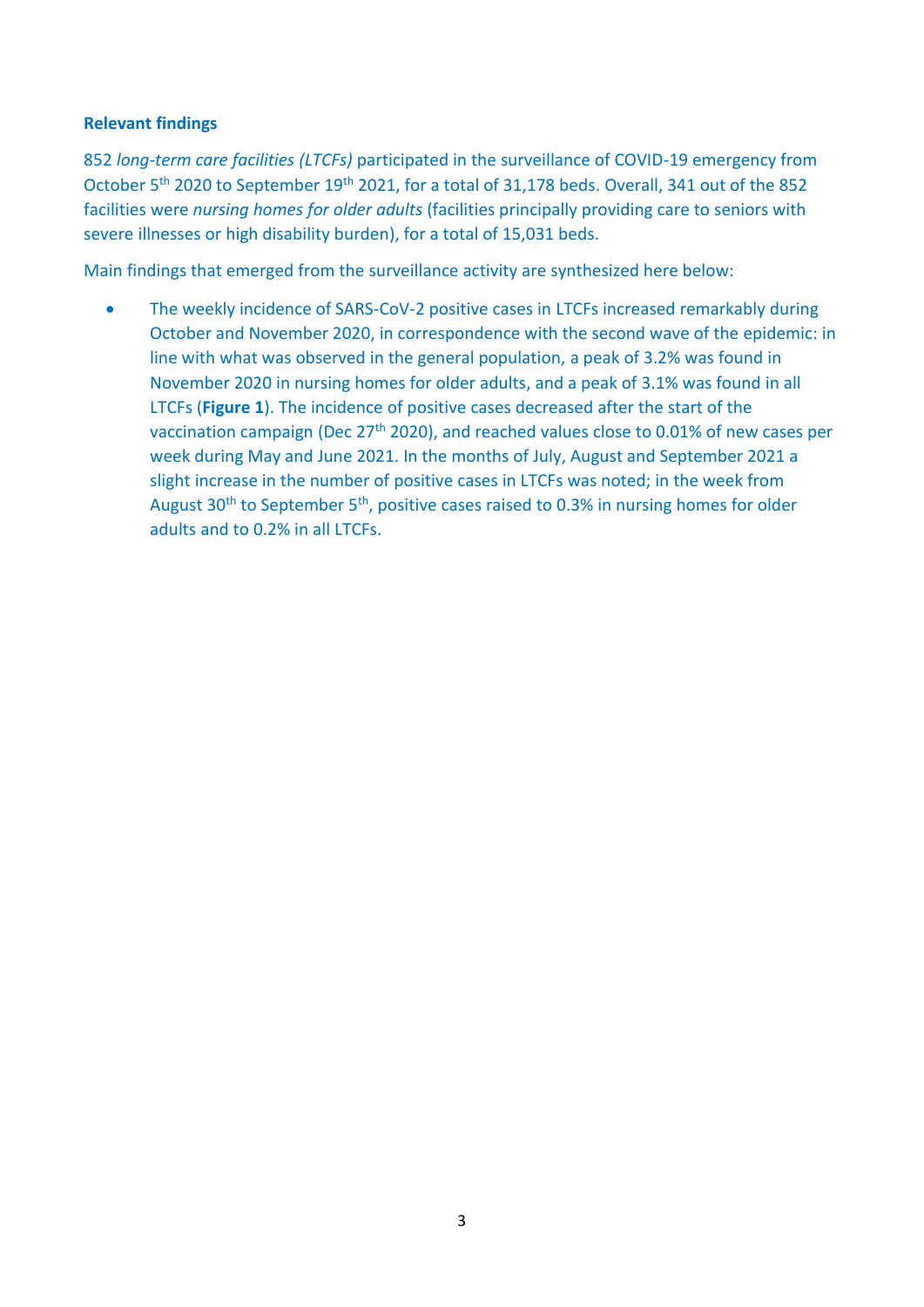**Relevant findings**

852 *long-term care facilities (LTCFs)* participated in the surveillance of COVID-19 emergency from October 5th 2020 to September 19th 2021, for a total of 31,178 beds. Overall, 341 out of the 852 facilities were *nursing homes for older adults* (facilities principally providing care to seniors with severe illnesses or high disability burden), for a total of 15,031 beds.

Main findings that emerged from the surveillance activity are synthesized here below:

- The weekly incidence of SARS-CoV-2 positive cases in LTCFs increased remarkably during October and November 2020, in correspondence with the second wave of the epidemic: in line with what was observed in the general population, a peak of 3.2% was found in November 2020 in nursing homes for older adults, and a peak of 3.1% was found in all LTCFs (**Figure 1**). The incidence of positive cases decreased after the start of the vaccination campaign (Dec 27th 2020), and reached values close to 0.01% of new cases per week during May and June 2021. In the months of July, August and September 2021 a slight increase in the number of positive cases in LTCFs was noted; in the week from August 30th to September 5th, positive cases raised to 0.3% in nursing homes for older adults and to 0.2% in all LTCFs.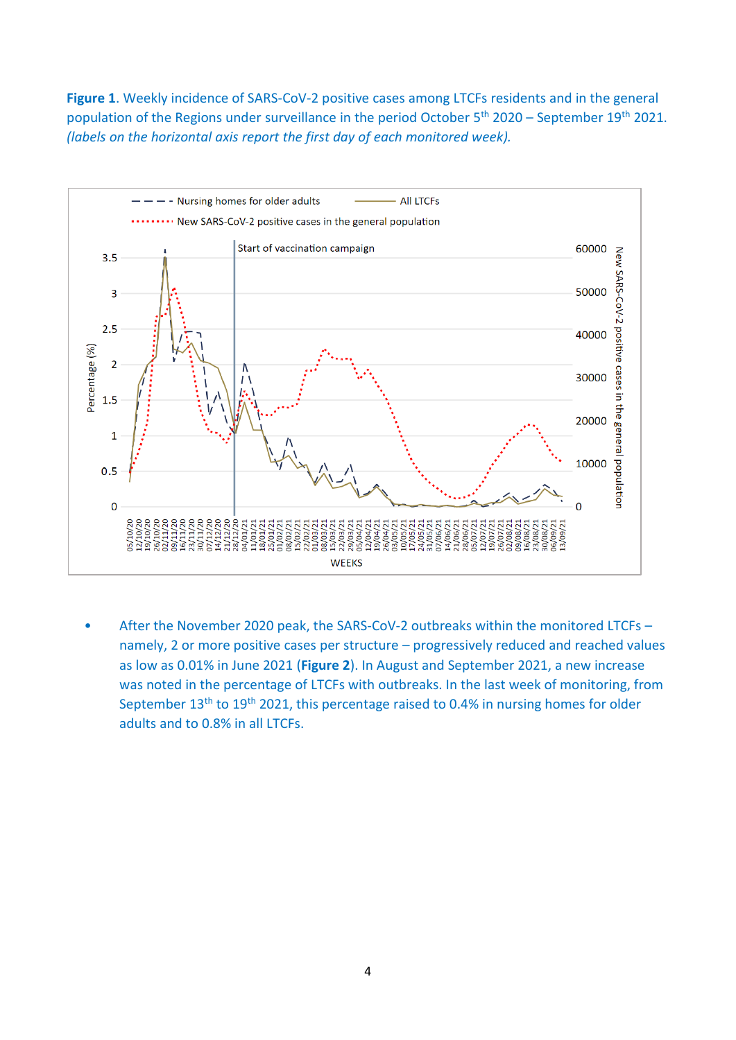**Figure 1**. Weekly incidence of SARS-CoV-2 positive cases among LTCFs residents and in the general population of the Regions under surveillance in the period October 5th 2020 – September 19th 2021. *(labels on the horizontal axis report the first day of each monitored week).*

- After the November 2020 peak, the SARS-CoV-2 outbreaks within the monitored LTCFs – namely, 2 or more positive cases per structure – progressively reduced and reached values as low as 0.01% in June 2021 (**Figure 2**). In August and September 2021, a new increase was noted in the percentage of LTCFs with outbreaks. In the last week of monitoring, from September 13th to 19th 2021, this percentage raised to 0.4% in nursing homes for older adults and to 0.8% in all LTCFs.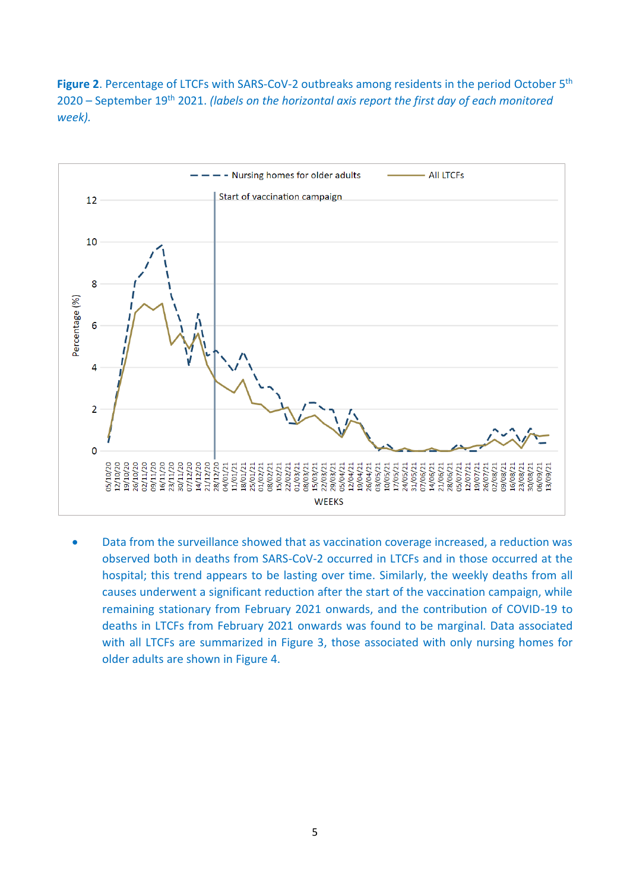**Figure 2**. Percentage of LTCFs with SARS-CoV-2 outbreaks among residents in the period October 5th 2020 – September 19th 2021. *(labels on the horizontal axis report the first day of each monitored week).*

- Data from the surveillance showed that as vaccination coverage increased, a reduction was observed both in deaths from SARS-CoV-2 occurred in LTCFs and in those occurred at the hospital; this trend appears to be lasting over time. Similarly, the weekly deaths from all causes underwent a significant reduction after the start of the vaccination campaign, while remaining stationary from February 2021 onwards, and the contribution of COVID-19 to deaths in LTCFs from February 2021 onwards was found to be marginal. Data associated with all LTCFs are summarized in Figure 3, those associated with only nursing homes for older adults are shown in Figure 4.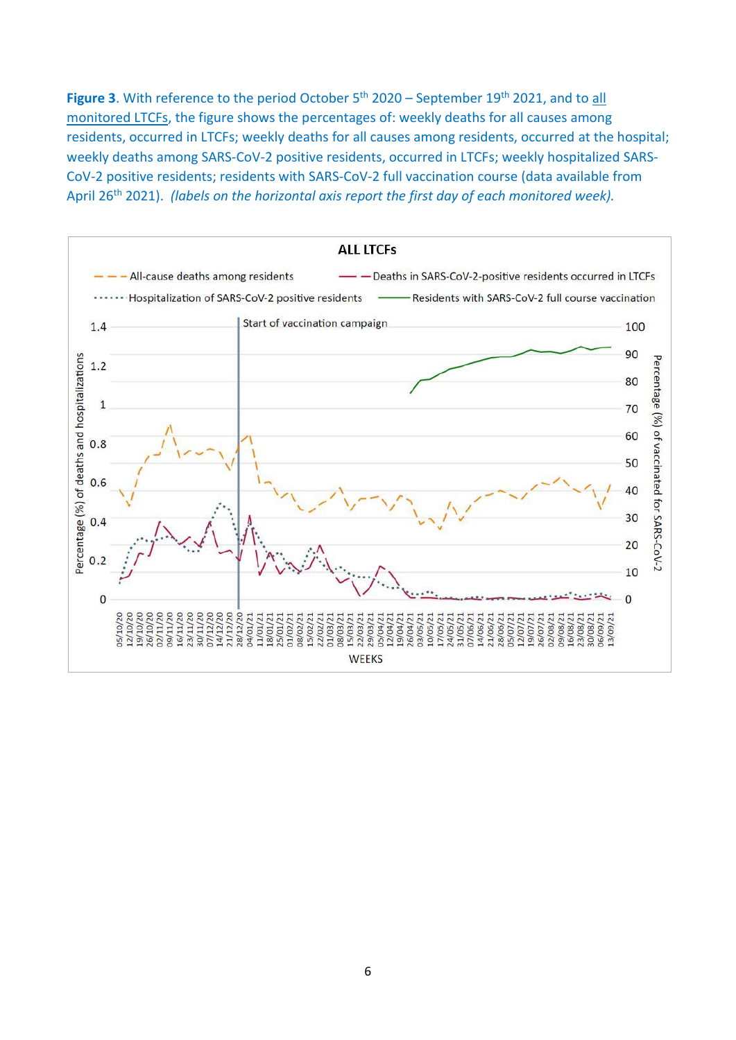**Figure 3**. With reference to the period October 5th 2020 – September 19th 2021, and to <u>all monitored LTCFs</u>, the figure shows the percentages of: weekly deaths for all causes among residents, occurred in LTCFs; weekly deaths for all causes among residents, occurred at the hospital; weekly deaths among SARS-CoV-2 positive residents, occurred in LTCFs; weekly hospitalized SARS-CoV-2 positive residents; residents with SARS-CoV-2 full vaccination course (data available from April 26th 2021). *(labels on the horizontal axis report the first day of each monitored week).*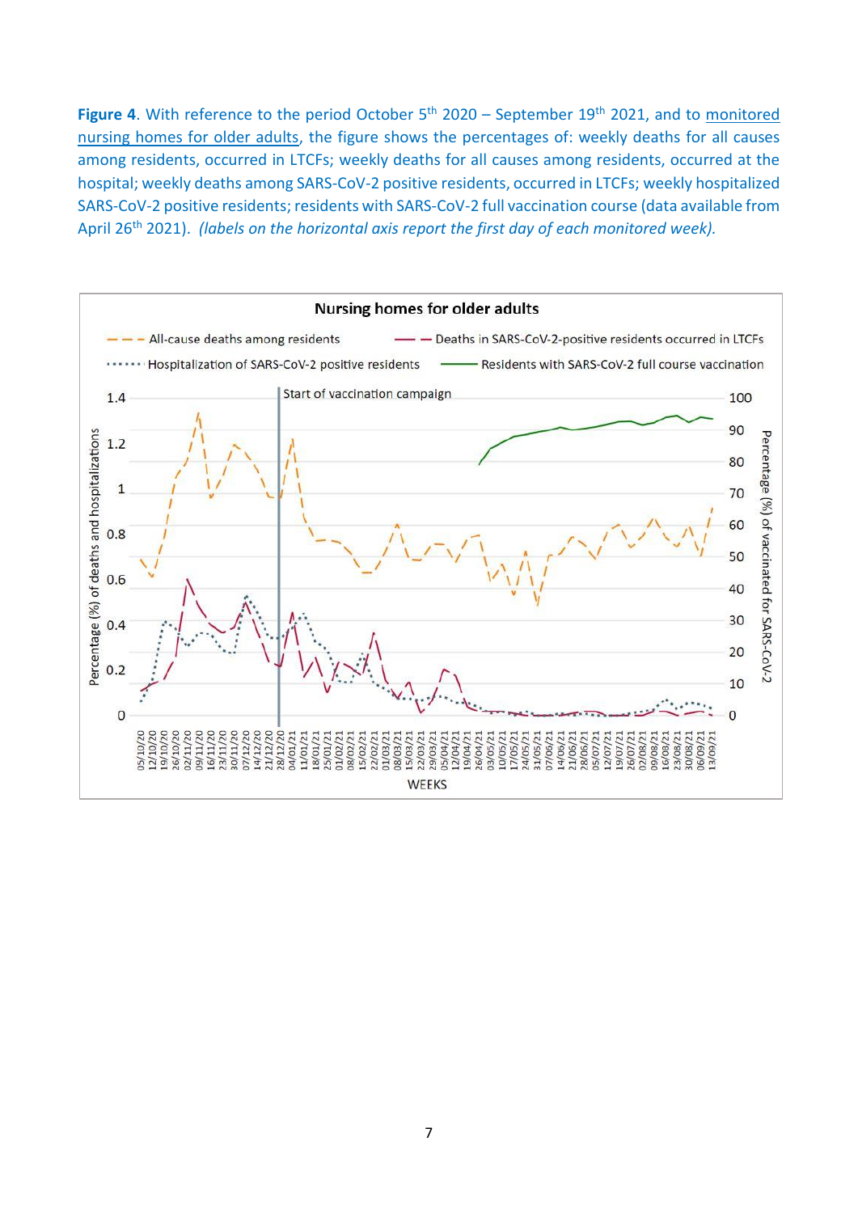**Figure 4**. With reference to the period October 5th 2020 – September 19th 2021, and to monitored nursing homes for older adults, the figure shows the percentages of: weekly deaths for all causes among residents, occurred in LTCFs; weekly deaths for all causes among residents, occurred at the hospital; weekly deaths among SARS-CoV-2 positive residents, occurred in LTCFs; weekly hospitalized SARS-CoV-2 positive residents; residents with SARS-CoV-2 full vaccination course (data available from April 26th 2021). *(labels on the horizontal axis report the first day of each monitored week).*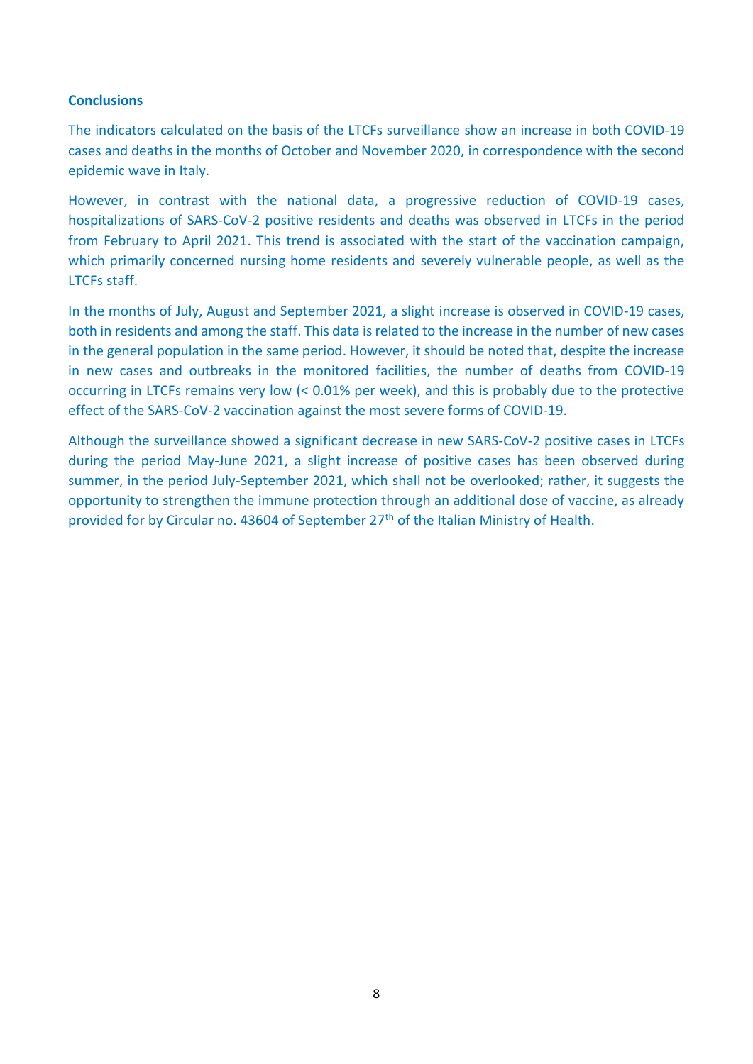## Conclusions

The indicators calculated on the basis of the LTCFs surveillance show an increase in both COVID-19 cases and deaths in the months of October and November 2020, in correspondence with the second epidemic wave in Italy.

However, in contrast with the national data, a progressive reduction of COVID-19 cases, hospitalizations of SARS-CoV-2 positive residents and deaths was observed in LTCFs in the period from February to April 2021. This trend is associated with the start of the vaccination campaign, which primarily concerned nursing home residents and severely vulnerable people, as well as the LTCFs staff.

In the months of July, August and September 2021, a slight increase is observed in COVID-19 cases, both in residents and among the staff. This data is related to the increase in the number of new cases in the general population in the same period. However, it should be noted that, despite the increase in new cases and outbreaks in the monitored facilities, the number of deaths from COVID-19 occurring in LTCFs remains very low (< 0.01% per week), and this is probably due to the protective effect of the SARS-CoV-2 vaccination against the most severe forms of COVID-19.

Although the surveillance showed a significant decrease in new SARS-CoV-2 positive cases in LTCFs during the period May-June 2021, a slight increase of positive cases has been observed during summer, in the period July-September 2021, which shall not be overlooked; rather, it suggests the opportunity to strengthen the immune protection through an additional dose of vaccine, as already provided for by Circular no. 43604 of September 27th of the Italian Ministry of Health.